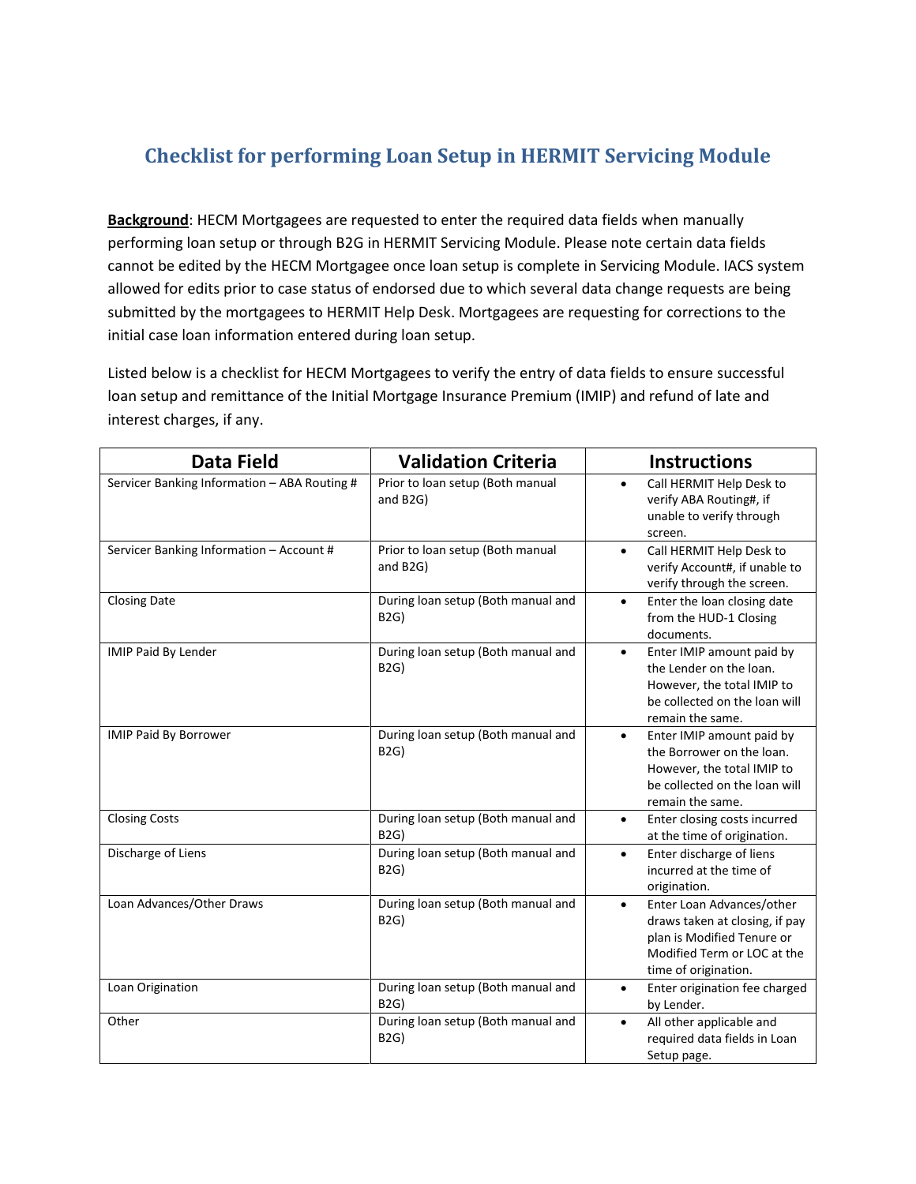# Checklist for performing Loan Setup in HERMIT Servicing Module

**Background**: HECM Mortgagees are requested to enter the required data fields when manually performing loan setup or through B2G in HERMIT Servicing Module. Please note certain data fields cannot be edited by the HECM Mortgagee once loan setup is complete in Servicing Module. IACS system allowed for edits prior to case status of endorsed due to which several data change requests are being submitted by the mortgagees to HERMIT Help Desk. Mortgagees are requesting for corrections to the initial case loan information entered during loan setup.

Listed below is a checklist for HECM Mortgagees to verify the entry of data fields to ensure successful loan setup and remittance of the Initial Mortgage Insurance Premium (IMIP) and refund of late and interest charges, if any.

| Data Field | Validation Criteria | Instructions |
|---|---|---|
| Servicer Banking Information – ABA Routing # | Prior to loan setup (Both manual and B2G) | • Call HERMIT Help Desk to verify ABA Routing#, if unable to verify through screen. |
| Servicer Banking Information – Account # | Prior to loan setup (Both manual and B2G) | • Call HERMIT Help Desk to verify Account#, if unable to verify through the screen. |
| Closing Date | During loan setup (Both manual and B2G) | • Enter the loan closing date from the HUD-1 Closing documents. |
| IMIP Paid By Lender | During loan setup (Both manual and B2G) | • Enter IMIP amount paid by the Lender on the loan. However, the total IMIP to be collected on the loan will remain the same. |
| IMIP Paid By Borrower | During loan setup (Both manual and B2G) | • Enter IMIP amount paid by the Borrower on the loan. However, the total IMIP to be collected on the loan will remain the same. |
| Closing Costs | During loan setup (Both manual and B2G) | • Enter closing costs incurred at the time of origination. |
| Discharge of Liens | During loan setup (Both manual and B2G) | • Enter discharge of liens incurred at the time of origination. |
| Loan Advances/Other Draws | During loan setup (Both manual and B2G) | • Enter Loan Advances/other draws taken at closing, if pay plan is Modified Tenure or Modified Term or LOC at the time of origination. |
| Loan Origination | During loan setup (Both manual and B2G) | • Enter origination fee charged by Lender. |
| Other | During loan setup (Both manual and B2G) | • All other applicable and required data fields in Loan Setup page. |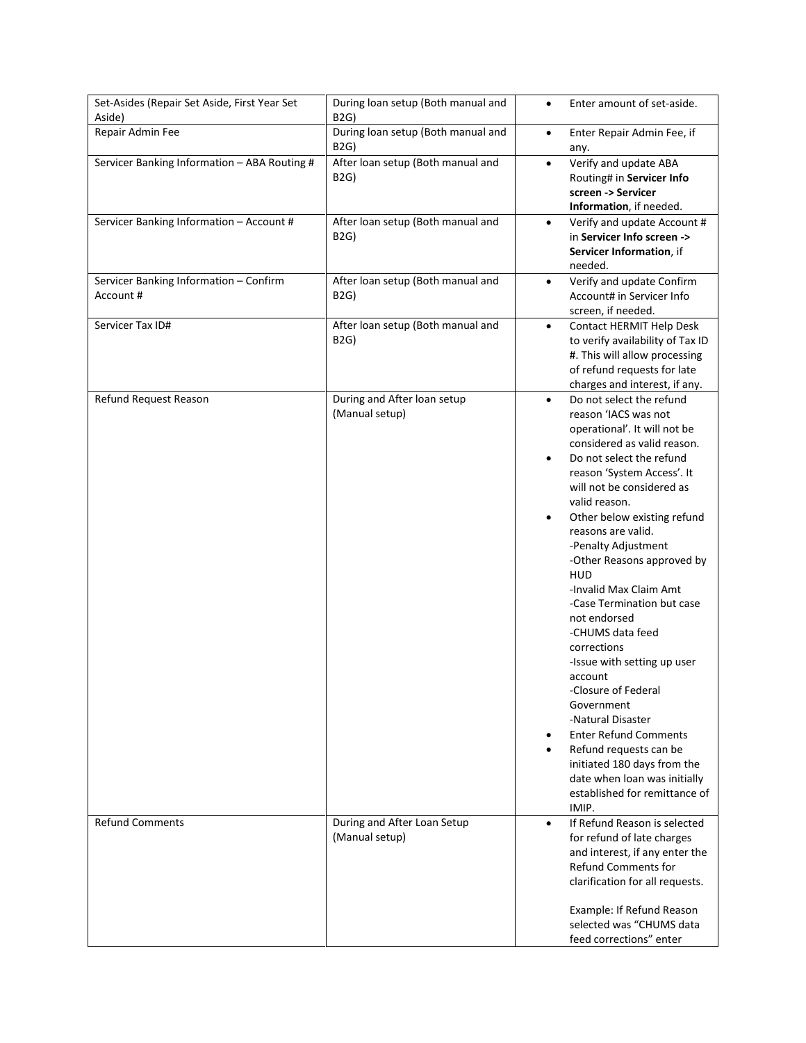| Set-Asides (Repair Set Aside, First Year Set Aside) | During loan setup (Both manual and B2G) | • Enter amount of set-aside. |
|---|---|---|
| Repair Admin Fee | During loan setup (Both manual and B2G) | • Enter Repair Admin Fee, if any. |
| Servicer Banking Information – ABA Routing # | After loan setup (Both manual and B2G) | • Verify and update ABA Routing# in **Servicer Info screen -> Servicer Information**, if needed. |
| Servicer Banking Information – Account # | After loan setup (Both manual and B2G) | • Verify and update Account # in **Servicer Info screen -> Servicer Information**, if needed. |
| Servicer Banking Information – Confirm Account # | After loan setup (Both manual and B2G) | • Verify and update Confirm Account# in Servicer Info screen, if needed. |
| Servicer Tax ID# | After loan setup (Both manual and B2G) | • Contact HERMIT Help Desk to verify availability of Tax ID #. This will allow processing of refund requests for late charges and interest, if any. |
| Refund Request Reason | During and After loan setup (Manual setup) | • Do not select the refund reason 'IACS was not operational'. It will not be considered as valid reason.<br>• Do not select the refund reason 'System Access'. It will not be considered as valid reason.<br>• Other below existing refund reasons are valid.<br>-Penalty Adjustment<br>-Other Reasons approved by HUD<br>-Invalid Max Claim Amt<br>-Case Termination but case not endorsed<br>-CHUMS data feed corrections<br>-Issue with setting up user account<br>-Closure of Federal Government<br>-Natural Disaster<br>• Enter Refund Comments<br>• Refund requests can be initiated 180 days from the date when loan was initially established for remittance of IMIP. |
| Refund Comments | During and After Loan Setup (Manual setup) | • If Refund Reason is selected for refund of late charges and interest, if any enter the Refund Comments for clarification for all requests.<br><br>Example: If Refund Reason selected was "CHUMS data feed corrections" enter |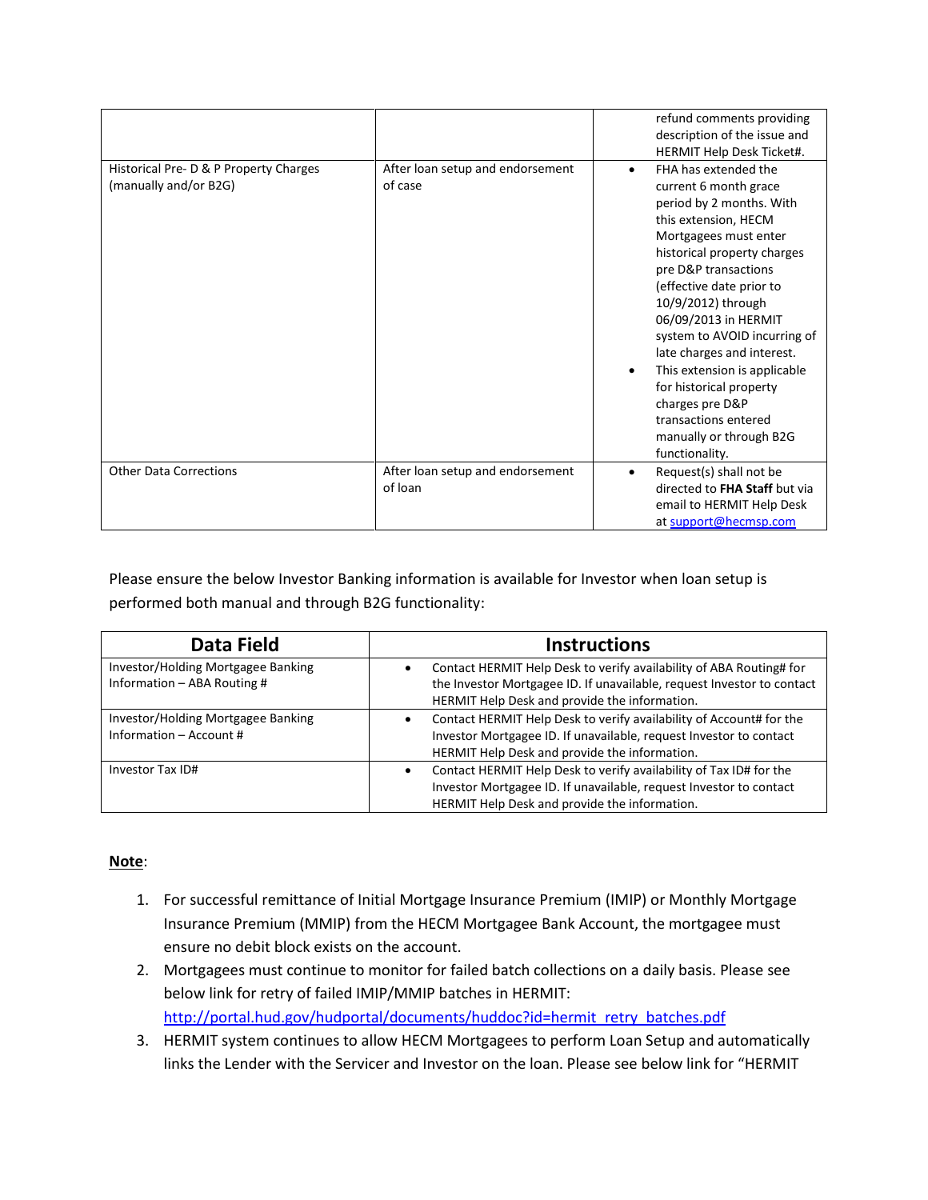| | | refund comments providing description of the issue and HERMIT Help Desk Ticket#. |
|---|---|---|
| Historical Pre- D & P Property Charges (manually and/or B2G) | After loan setup and endorsement of case | • FHA has extended the current 6 month grace period by 2 months. With this extension, HECM Mortgagees must enter historical property charges pre D&P transactions (effective date prior to 10/9/2012) through 06/09/2013 in HERMIT system to AVOID incurring of late charges and interest. • This extension is applicable for historical property charges pre D&P transactions entered manually or through B2G functionality. |
| Other Data Corrections | After loan setup and endorsement of loan | • Request(s) shall not be directed to **FHA Staff** but via email to HERMIT Help Desk at [support@hecmsp.com](mailto:support@hecmsp.com) |

Please ensure the below Investor Banking information is available for Investor when loan setup is performed both manual and through B2G functionality:

| Data Field | Instructions |
|---|---|
| Investor/Holding Mortgagee Banking Information – ABA Routing # | • Contact HERMIT Help Desk to verify availability of ABA Routing# for the Investor Mortgagee ID. If unavailable, request Investor to contact HERMIT Help Desk and provide the information. |
| Investor/Holding Mortgagee Banking Information – Account # | • Contact HERMIT Help Desk to verify availability of Account# for the Investor Mortgagee ID. If unavailable, request Investor to contact HERMIT Help Desk and provide the information. |
| Investor Tax ID# | • Contact HERMIT Help Desk to verify availability of Tax ID# for the Investor Mortgagee ID. If unavailable, request Investor to contact HERMIT Help Desk and provide the information. |

**Note**:

1. For successful remittance of Initial Mortgage Insurance Premium (IMIP) or Monthly Mortgage Insurance Premium (MMIP) from the HECM Mortgagee Bank Account, the mortgagee must ensure no debit block exists on the account.
2. Mortgagees must continue to monitor for failed batch collections on a daily basis. Please see below link for retry of failed IMIP/MMIP batches in HERMIT: [http://portal.hud.gov/hudportal/documents/huddoc?id=hermit_retry_batches.pdf](http://portal.hud.gov/hudportal/documents/huddoc?id=hermit_retry_batches.pdf)
3. HERMIT system continues to allow HECM Mortgagees to perform Loan Setup and automatically links the Lender with the Servicer and Investor on the loan. Please see below link for "HERMIT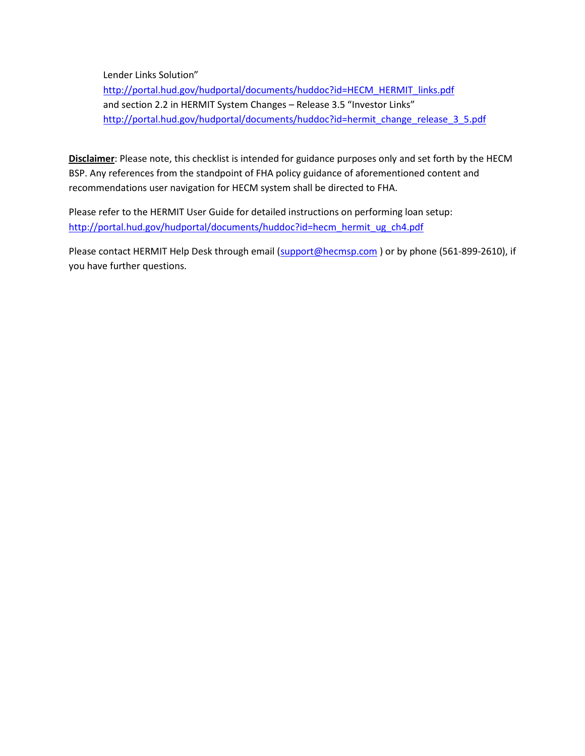Lender Links Solution"
http://portal.hud.gov/hudportal/documents/huddoc?id=HECM_HERMIT_links.pdf
and section 2.2 in HERMIT System Changes – Release 3.5 "Investor Links"
http://portal.hud.gov/hudportal/documents/huddoc?id=hermit_change_release_3_5.pdf

**Disclaimer**: Please note, this checklist is intended for guidance purposes only and set forth by the HECM BSP. Any references from the standpoint of FHA policy guidance of aforementioned content and recommendations user navigation for HECM system shall be directed to FHA.

Please refer to the HERMIT User Guide for detailed instructions on performing loan setup: http://portal.hud.gov/hudportal/documents/huddoc?id=hecm_hermit_ug_ch4.pdf

Please contact HERMIT Help Desk through email (support@hecmsp.com ) or by phone (561-899-2610), if you have further questions.